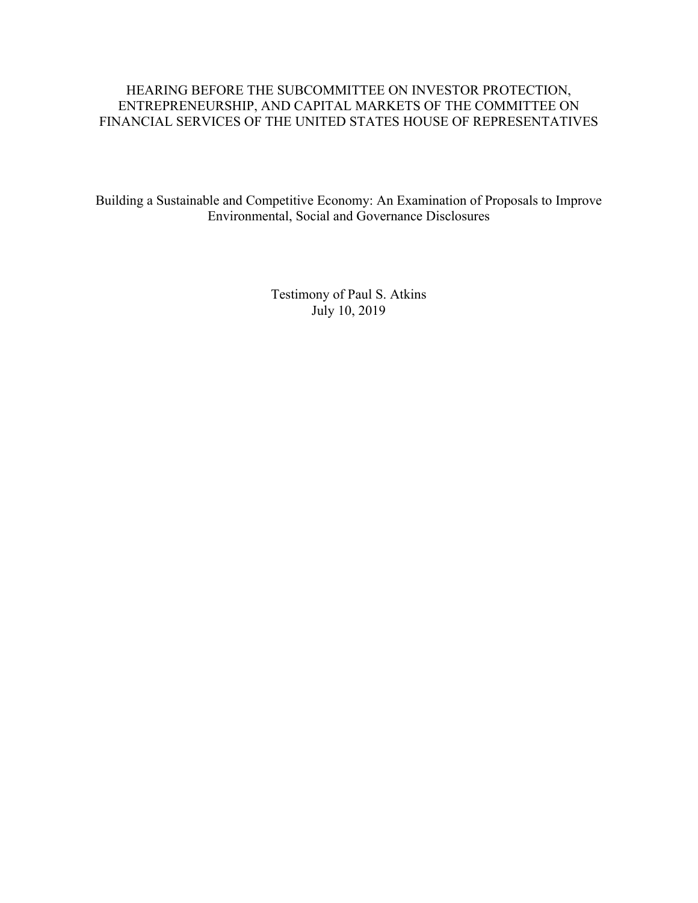# HEARING BEFORE THE SUBCOMMITTEE ON INVESTOR PROTECTION, ENTREPRENEURSHIP, AND CAPITAL MARKETS OF THE COMMITTEE ON FINANCIAL SERVICES OF THE UNITED STATES HOUSE OF REPRESENTATIVES

## Building a Sustainable and Competitive Economy: An Examination of Proposals to Improve Environmental, Social and Governance Disclosures

Testimony of Paul S. Atkins
July 10, 2019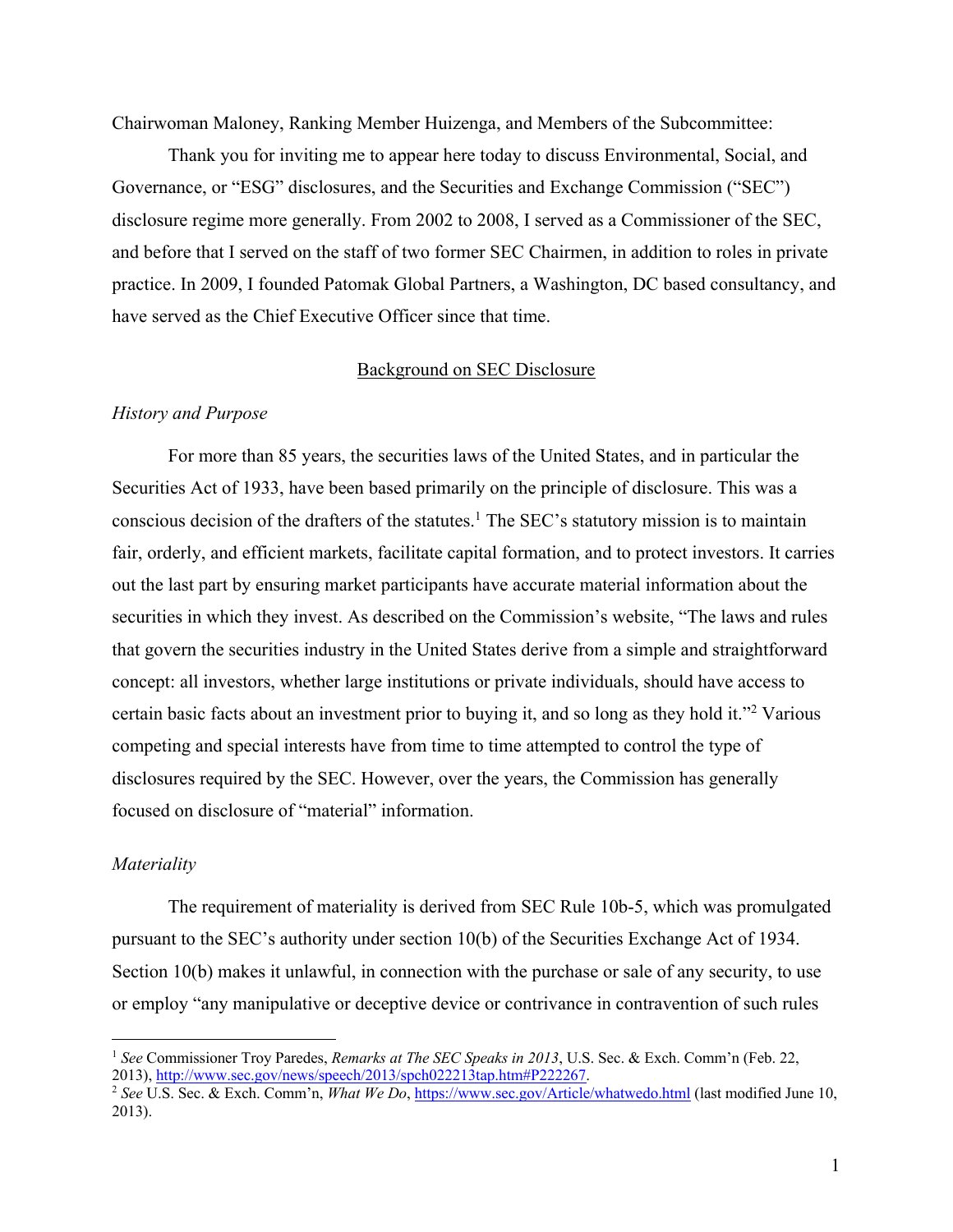Chairwoman Maloney, Ranking Member Huizenga, and Members of the Subcommittee:

Thank you for inviting me to appear here today to discuss Environmental, Social, and Governance, or "ESG" disclosures, and the Securities and Exchange Commission ("SEC") disclosure regime more generally. From 2002 to 2008, I served as a Commissioner of the SEC, and before that I served on the staff of two former SEC Chairmen, in addition to roles in private practice. In 2009, I founded Patomak Global Partners, a Washington, DC based consultancy, and have served as the Chief Executive Officer since that time.

## Background on SEC Disclosure

### *History and Purpose*

For more than 85 years, the securities laws of the United States, and in particular the Securities Act of 1933, have been based primarily on the principle of disclosure. This was a conscious decision of the drafters of the statutes.[1] The SEC's statutory mission is to maintain fair, orderly, and efficient markets, facilitate capital formation, and to protect investors. It carries out the last part by ensuring market participants have accurate material information about the securities in which they invest. As described on the Commission's website, "The laws and rules that govern the securities industry in the United States derive from a simple and straightforward concept: all investors, whether large institutions or private individuals, should have access to certain basic facts about an investment prior to buying it, and so long as they hold it."[2] Various competing and special interests have from time to time attempted to control the type of disclosures required by the SEC. However, over the years, the Commission has generally focused on disclosure of "material" information.

### *Materiality*

The requirement of materiality is derived from SEC Rule 10b-5, which was promulgated pursuant to the SEC's authority under section 10(b) of the Securities Exchange Act of 1934. Section 10(b) makes it unlawful, in connection with the purchase or sale of any security, to use or employ "any manipulative or deceptive device or contrivance in contravention of such rules

---

[1] *See* Commissioner Troy Paredes, *Remarks at The SEC Speaks in 2013*, U.S. Sec. & Exch. Comm'n (Feb. 22, 2013), http://www.sec.gov/news/speech/2013/spch022213tap.htm#P222267.

[2] *See* U.S. Sec. & Exch. Comm'n, *What We Do*, https://www.sec.gov/Article/whatwedo.html (last modified June 10, 2013).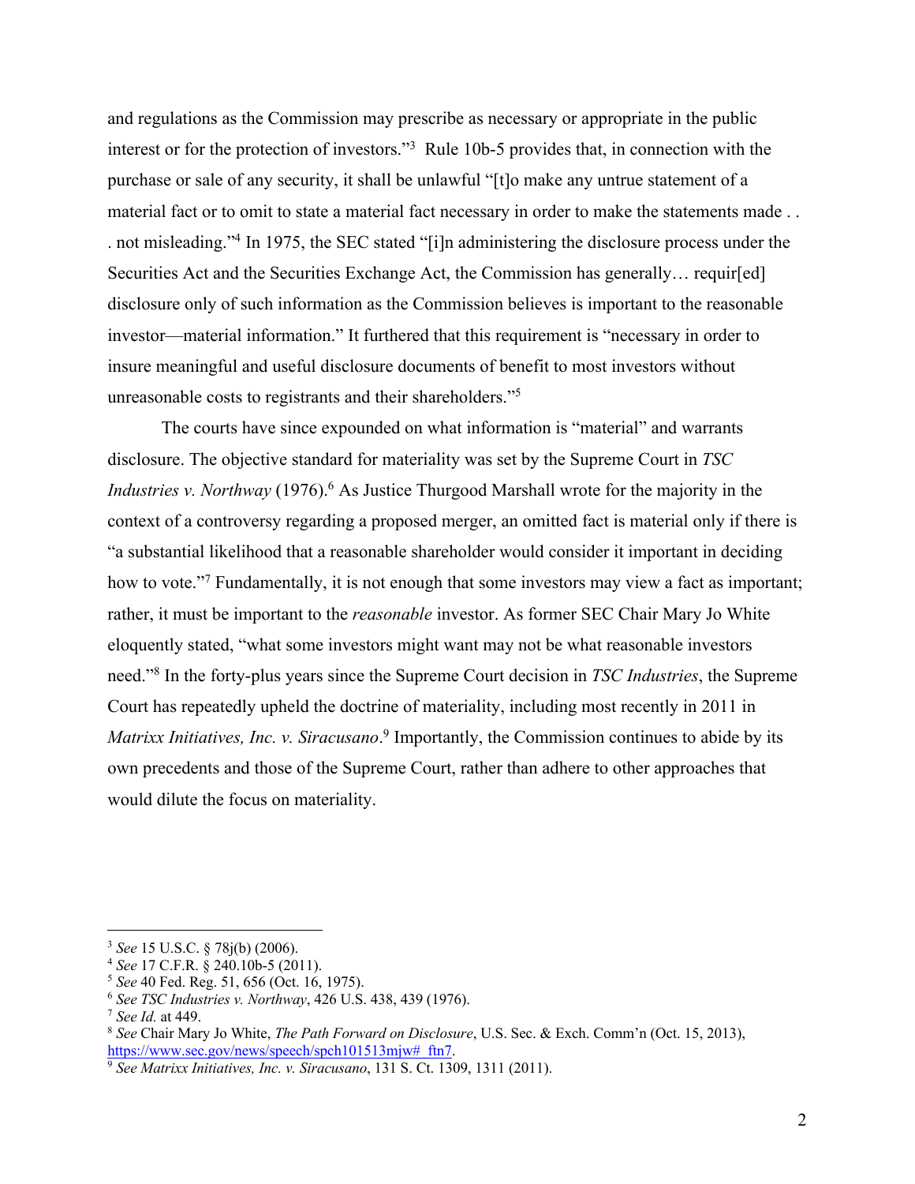and regulations as the Commission may prescribe as necessary or appropriate in the public interest or for the protection of investors."[3] Rule 10b-5 provides that, in connection with the purchase or sale of any security, it shall be unlawful "[t]o make any untrue statement of a material fact or to omit to state a material fact necessary in order to make the statements made . . . not misleading."[4] In 1975, the SEC stated "[i]n administering the disclosure process under the Securities Act and the Securities Exchange Act, the Commission has generally… requir[ed] disclosure only of such information as the Commission believes is important to the reasonable investor—material information." It furthered that this requirement is "necessary in order to insure meaningful and useful disclosure documents of benefit to most investors without unreasonable costs to registrants and their shareholders."[5]

The courts have since expounded on what information is "material" and warrants disclosure. The objective standard for materiality was set by the Supreme Court in *TSC Industries v. Northway* (1976).[6] As Justice Thurgood Marshall wrote for the majority in the context of a controversy regarding a proposed merger, an omitted fact is material only if there is "a substantial likelihood that a reasonable shareholder would consider it important in deciding how to vote."[7] Fundamentally, it is not enough that some investors may view a fact as important; rather, it must be important to the *reasonable* investor. As former SEC Chair Mary Jo White eloquently stated, "what some investors might want may not be what reasonable investors need."[8] In the forty-plus years since the Supreme Court decision in *TSC Industries*, the Supreme Court has repeatedly upheld the doctrine of materiality, including most recently in 2011 in *Matrixx Initiatives, Inc. v. Siracusano*.[9] Importantly, the Commission continues to abide by its own precedents and those of the Supreme Court, rather than adhere to other approaches that would dilute the focus on materiality.

---

[3] *See* 15 U.S.C. § 78j(b) (2006).
[4] *See* 17 C.F.R. § 240.10b-5 (2011).
[5] *See* 40 Fed. Reg. 51, 656 (Oct. 16, 1975).
[6] *See TSC Industries v. Northway*, 426 U.S. 438, 439 (1976).
[7] *See Id.* at 449.
[8] *See* Chair Mary Jo White, *The Path Forward on Disclosure*, U.S. Sec. & Exch. Comm'n (Oct. 15, 2013), https://www.sec.gov/news/speech/spch101513mjw#_ftn7.
[9] *See Matrixx Initiatives, Inc. v. Siracusano*, 131 S. Ct. 1309, 1311 (2011).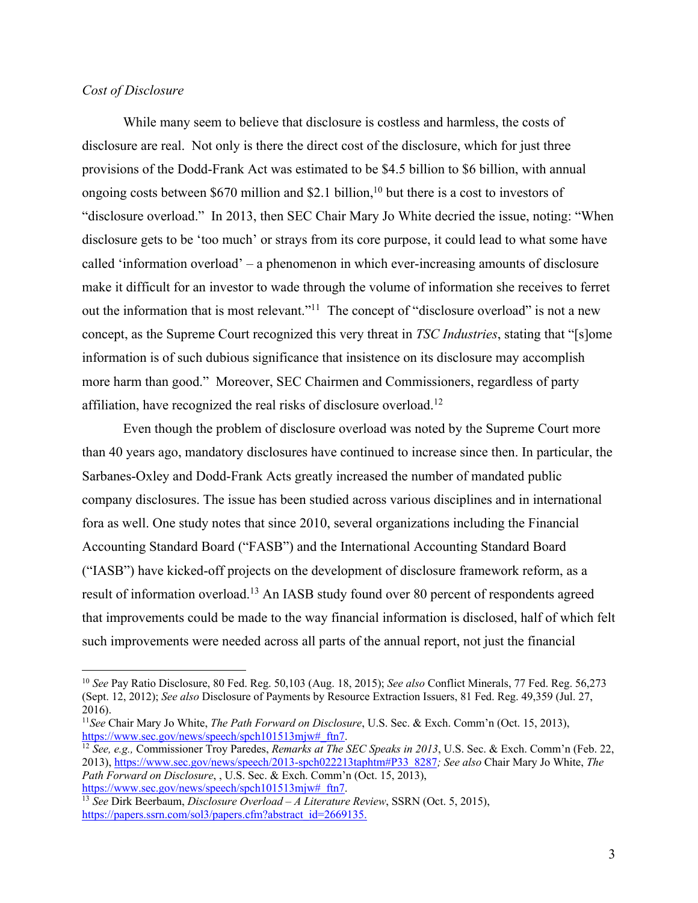*Cost of Disclosure*

While many seem to believe that disclosure is costless and harmless, the costs of disclosure are real. Not only is there the direct cost of the disclosure, which for just three provisions of the Dodd-Frank Act was estimated to be $4.5 billion to $6 billion, with annual ongoing costs between $670 million and $2.1 billion,[10] but there is a cost to investors of "disclosure overload." In 2013, then SEC Chair Mary Jo White decried the issue, noting: "When disclosure gets to be 'too much' or strays from its core purpose, it could lead to what some have called 'information overload' – a phenomenon in which ever-increasing amounts of disclosure make it difficult for an investor to wade through the volume of information she receives to ferret out the information that is most relevant."[11] The concept of "disclosure overload" is not a new concept, as the Supreme Court recognized this very threat in *TSC Industries*, stating that "[s]ome information is of such dubious significance that insistence on its disclosure may accomplish more harm than good." Moreover, SEC Chairmen and Commissioners, regardless of party affiliation, have recognized the real risks of disclosure overload.[12]

Even though the problem of disclosure overload was noted by the Supreme Court more than 40 years ago, mandatory disclosures have continued to increase since then. In particular, the Sarbanes-Oxley and Dodd-Frank Acts greatly increased the number of mandated public company disclosures. The issue has been studied across various disciplines and in international fora as well. One study notes that since 2010, several organizations including the Financial Accounting Standard Board ("FASB") and the International Accounting Standard Board ("IASB") have kicked-off projects on the development of disclosure framework reform, as a result of information overload.[13] An IASB study found over 80 percent of respondents agreed that improvements could be made to the way financial information is disclosed, half of which felt such improvements were needed across all parts of the annual report, not just the financial

---

[10] *See* Pay Ratio Disclosure, 80 Fed. Reg. 50,103 (Aug. 18, 2015); *See also* Conflict Minerals, 77 Fed. Reg. 56,273 (Sept. 12, 2012); *See also* Disclosure of Payments by Resource Extraction Issuers, 81 Fed. Reg. 49,359 (Jul. 27, 2016).

[11] *See* Chair Mary Jo White, *The Path Forward on Disclosure*, U.S. Sec. & Exch. Comm'n (Oct. 15, 2013), https://www.sec.gov/news/speech/spch101513mjw#_ftn7.

[12] *See, e.g.,* Commissioner Troy Paredes, *Remarks at The SEC Speaks in 2013*, U.S. Sec. & Exch. Comm'n (Feb. 22, 2013), https://www.sec.gov/news/speech/2013-spch022213taphtm#P33_8287*; See also* Chair Mary Jo White, *The Path Forward on Disclosure*, , U.S. Sec. & Exch. Comm'n (Oct. 15, 2013), https://www.sec.gov/news/speech/spch101513mjw#_ftn7.

[13] *See* Dirk Beerbaum, *Disclosure Overload – A Literature Review*, SSRN (Oct. 5, 2015), https://papers.ssrn.com/sol3/papers.cfm?abstract_id=2669135.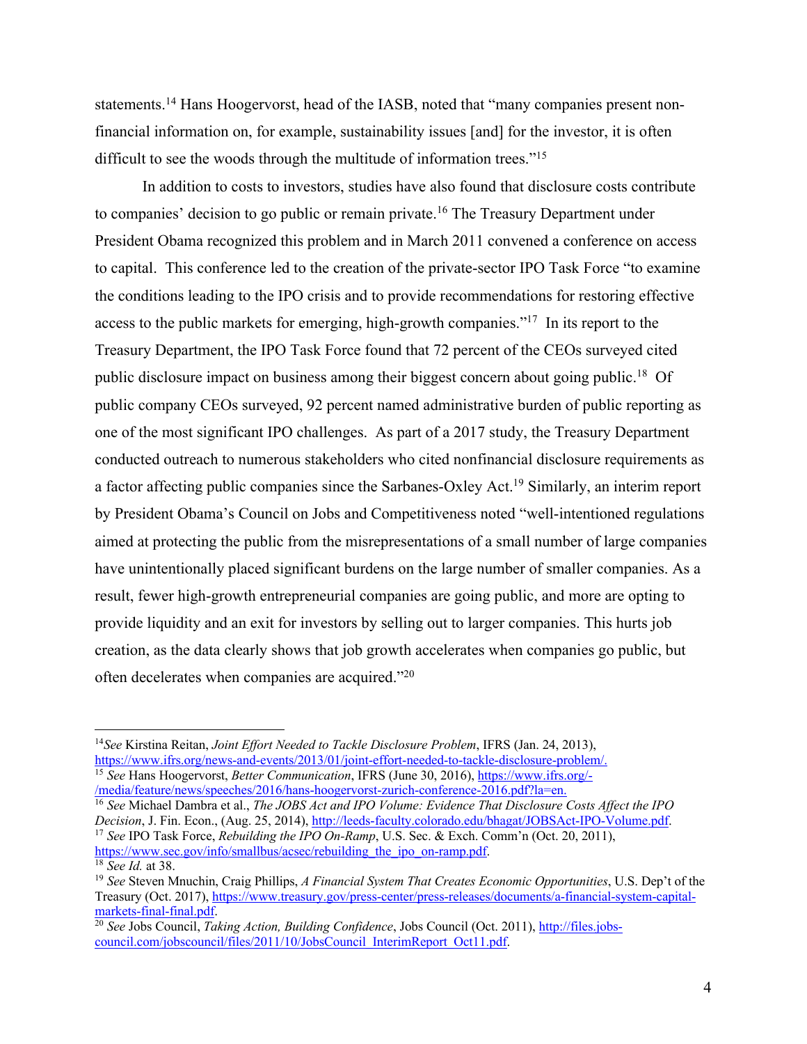statements.[14] Hans Hoogervorst, head of the IASB, noted that "many companies present non-financial information on, for example, sustainability issues [and] for the investor, it is often difficult to see the woods through the multitude of information trees."[15]

In addition to costs to investors, studies have also found that disclosure costs contribute to companies' decision to go public or remain private.[16] The Treasury Department under President Obama recognized this problem and in March 2011 convened a conference on access to capital. This conference led to the creation of the private-sector IPO Task Force "to examine the conditions leading to the IPO crisis and to provide recommendations for restoring effective access to the public markets for emerging, high-growth companies."[17] In its report to the Treasury Department, the IPO Task Force found that 72 percent of the CEOs surveyed cited public disclosure impact on business among their biggest concern about going public.[18] Of public company CEOs surveyed, 92 percent named administrative burden of public reporting as one of the most significant IPO challenges. As part of a 2017 study, the Treasury Department conducted outreach to numerous stakeholders who cited nonfinancial disclosure requirements as a factor affecting public companies since the Sarbanes-Oxley Act.[19] Similarly, an interim report by President Obama's Council on Jobs and Competitiveness noted "well-intentioned regulations aimed at protecting the public from the misrepresentations of a small number of large companies have unintentionally placed significant burdens on the large number of smaller companies. As a result, fewer high-growth entrepreneurial companies are going public, and more are opting to provide liquidity and an exit for investors by selling out to larger companies. This hurts job creation, as the data clearly shows that job growth accelerates when companies go public, but often decelerates when companies are acquired."[20]

---

[14] *See* Kirstina Reitan, *Joint Effort Needed to Tackle Disclosure Problem*, IFRS (Jan. 24, 2013), https://www.ifrs.org/news-and-events/2013/01/joint-effort-needed-to-tackle-disclosure-problem/.

[15] *See* Hans Hoogervorst, *Better Communication*, IFRS (June 30, 2016), https://www.ifrs.org/-/media/feature/news/speeches/2016/hans-hoogervorst-zurich-conference-2016.pdf?la=en.

[16] *See* Michael Dambra et al., *The JOBS Act and IPO Volume: Evidence That Disclosure Costs Affect the IPO Decision*, J. Fin. Econ., (Aug. 25, 2014), http://leeds-faculty.colorado.edu/bhagat/JOBSAct-IPO-Volume.pdf.

[17] *See* IPO Task Force, *Rebuilding the IPO On-Ramp*, U.S. Sec. & Exch. Comm'n (Oct. 20, 2011), https://www.sec.gov/info/smallbus/acsec/rebuilding_the_ipo_on-ramp.pdf.

[18] *See Id.* at 38.

[19] *See* Steven Mnuchin, Craig Phillips, *A Financial System That Creates Economic Opportunities*, U.S. Dep't of the Treasury (Oct. 2017), https://www.treasury.gov/press-center/press-releases/documents/a-financial-system-capital-markets-final-final.pdf.

[20] *See* Jobs Council, *Taking Action, Building Confidence*, Jobs Council (Oct. 2011), http://files.jobs-council.com/jobscouncil/files/2011/10/JobsCouncil_InterimReport_Oct11.pdf.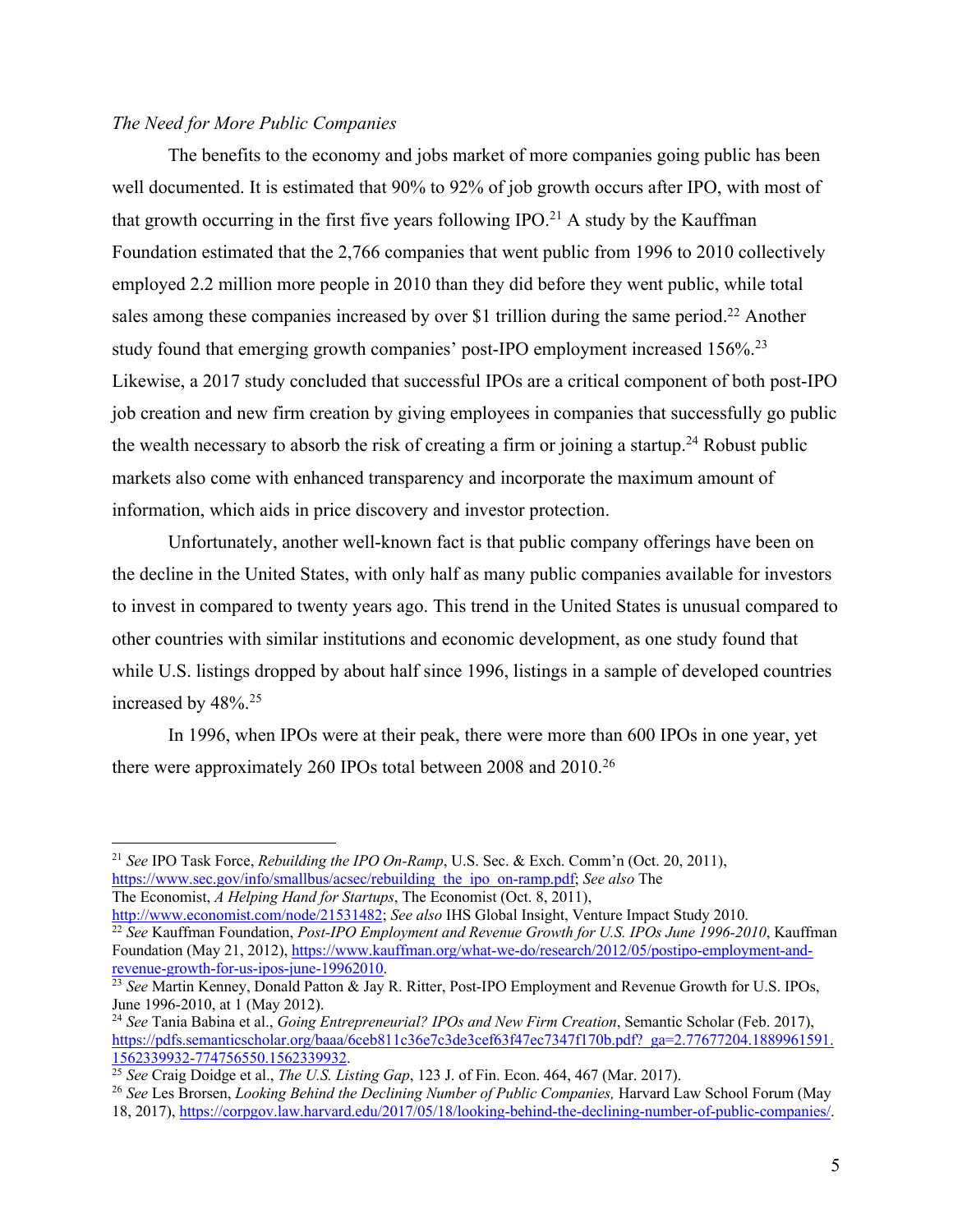*The Need for More Public Companies*

The benefits to the economy and jobs market of more companies going public has been well documented. It is estimated that 90% to 92% of job growth occurs after IPO, with most of that growth occurring in the first five years following IPO.[21] A study by the Kauffman Foundation estimated that the 2,766 companies that went public from 1996 to 2010 collectively employed 2.2 million more people in 2010 than they did before they went public, while total sales among these companies increased by over $1 trillion during the same period.[22] Another study found that emerging growth companies' post-IPO employment increased 156%.[23] Likewise, a 2017 study concluded that successful IPOs are a critical component of both post-IPO job creation and new firm creation by giving employees in companies that successfully go public the wealth necessary to absorb the risk of creating a firm or joining a startup.[24] Robust public markets also come with enhanced transparency and incorporate the maximum amount of information, which aids in price discovery and investor protection.

Unfortunately, another well-known fact is that public company offerings have been on the decline in the United States, with only half as many public companies available for investors to invest in compared to twenty years ago. This trend in the United States is unusual compared to other countries with similar institutions and economic development, as one study found that while U.S. listings dropped by about half since 1996, listings in a sample of developed countries increased by 48%.[25]

In 1996, when IPOs were at their peak, there were more than 600 IPOs in one year, yet there were approximately 260 IPOs total between 2008 and 2010.[26]

---

[21] *See* IPO Task Force, *Rebuilding the IPO On-Ramp*, U.S. Sec. & Exch. Comm'n (Oct. 20, 2011), https://www.sec.gov/info/smallbus/acsec/rebuilding_the_ipo_on-ramp.pdf; *See also* The The Economist, *A Helping Hand for Startups*, The Economist (Oct. 8, 2011), http://www.economist.com/node/21531482; *See also* IHS Global Insight, Venture Impact Study 2010.

[22] *See* Kauffman Foundation, *Post-IPO Employment and Revenue Growth for U.S. IPOs June 1996-2010*, Kauffman Foundation (May 21, 2012), https://www.kauffman.org/what-we-do/research/2012/05/postipo-employment-and-revenue-growth-for-us-ipos-june-19962010.

[23] *See* Martin Kenney, Donald Patton & Jay R. Ritter, Post-IPO Employment and Revenue Growth for U.S. IPOs, June 1996-2010, at 1 (May 2012).

[24] *See* Tania Babina et al., *Going Entrepreneurial? IPOs and New Firm Creation*, Semantic Scholar (Feb. 2017), https://pdfs.semanticscholar.org/baaa/6ceb811c36e7c3de3cef63f47ec7347f170b.pdf?_ga=2.77677204.1889961591.1562339932-774756550.1562339932.

[25] *See* Craig Doidge et al., *The U.S. Listing Gap*, 123 J. of Fin. Econ. 464, 467 (Mar. 2017).

[26] *See* Les Brorsen, *Looking Behind the Declining Number of Public Companies,* Harvard Law School Forum (May 18, 2017), https://corpgov.law.harvard.edu/2017/05/18/looking-behind-the-declining-number-of-public-companies/.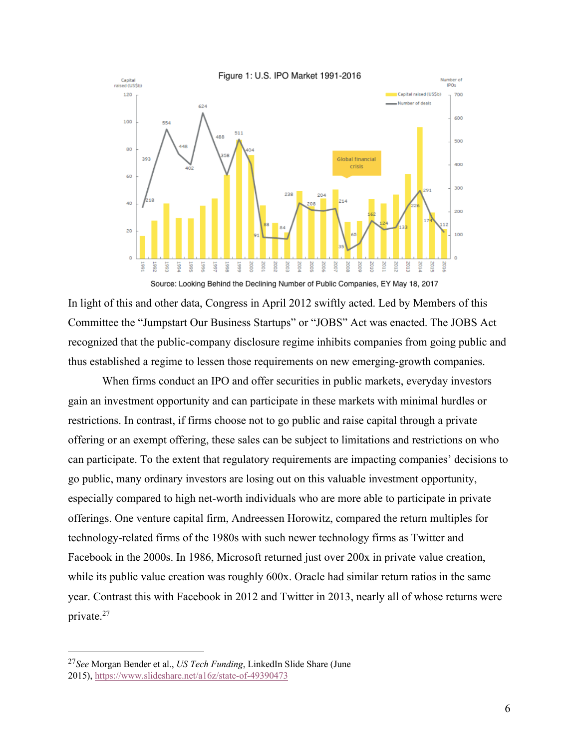Figure 1: U.S. IPO Market 1991-2016

Source: Looking Behind the Declining Number of Public Companies, EY May 18, 2017

In light of this and other data, Congress in April 2012 swiftly acted. Led by Members of this Committee the "Jumpstart Our Business Startups" or "JOBS" Act was enacted. The JOBS Act recognized that the public-company disclosure regime inhibits companies from going public and thus established a regime to lessen those requirements on new emerging-growth companies.

When firms conduct an IPO and offer securities in public markets, everyday investors gain an investment opportunity and can participate in these markets with minimal hurdles or restrictions. In contrast, if firms choose not to go public and raise capital through a private offering or an exempt offering, these sales can be subject to limitations and restrictions on who can participate. To the extent that regulatory requirements are impacting companies' decisions to go public, many ordinary investors are losing out on this valuable investment opportunity, especially compared to high net-worth individuals who are more able to participate in private offerings. One venture capital firm, Andreessen Horowitz, compared the return multiples for technology-related firms of the 1980s with such newer technology firms as Twitter and Facebook in the 2000s. In 1986, Microsoft returned just over 200x in private value creation, while its public value creation was roughly 600x. Oracle had similar return ratios in the same year. Contrast this with Facebook in 2012 and Twitter in 2013, nearly all of whose returns were private.[27]

---

[27] *See* Morgan Bender et al., *US Tech Funding*, LinkedIn Slide Share (June 2015), https://www.slideshare.net/a16z/state-of-49390473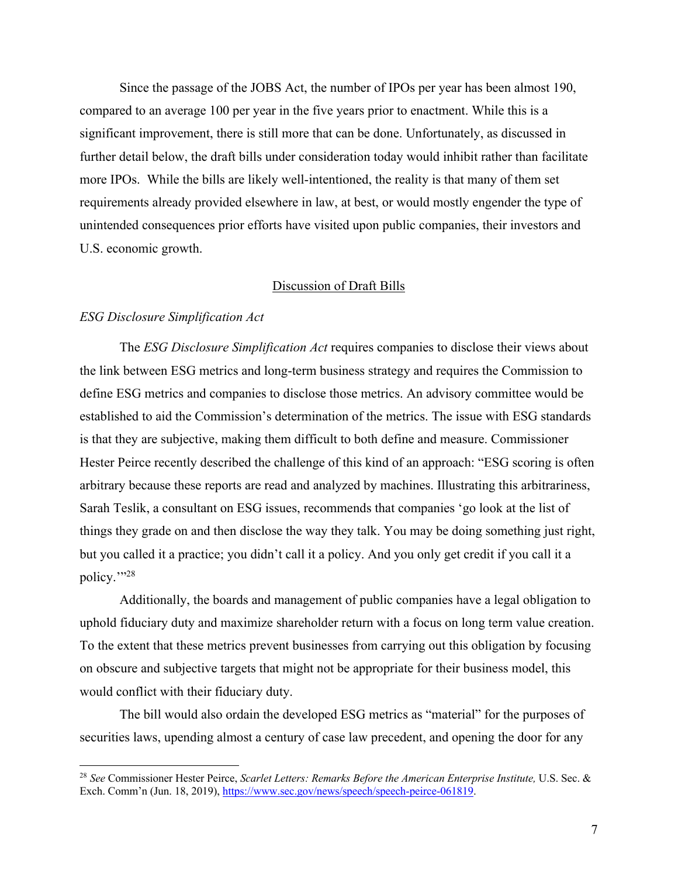Since the passage of the JOBS Act, the number of IPOs per year has been almost 190, compared to an average 100 per year in the five years prior to enactment. While this is a significant improvement, there is still more that can be done. Unfortunately, as discussed in further detail below, the draft bills under consideration today would inhibit rather than facilitate more IPOs. While the bills are likely well-intentioned, the reality is that many of them set requirements already provided elsewhere in law, at best, or would mostly engender the type of unintended consequences prior efforts have visited upon public companies, their investors and U.S. economic growth.

## Discussion of Draft Bills

### *ESG Disclosure Simplification Act*

The *ESG Disclosure Simplification Act* requires companies to disclose their views about the link between ESG metrics and long-term business strategy and requires the Commission to define ESG metrics and companies to disclose those metrics. An advisory committee would be established to aid the Commission's determination of the metrics. The issue with ESG standards is that they are subjective, making them difficult to both define and measure. Commissioner Hester Peirce recently described the challenge of this kind of an approach: "ESG scoring is often arbitrary because these reports are read and analyzed by machines. Illustrating this arbitrariness, Sarah Teslik, a consultant on ESG issues, recommends that companies 'go look at the list of things they grade on and then disclose the way they talk. You may be doing something just right, but you called it a practice; you didn't call it a policy. And you only get credit if you call it a policy.'"[28]

Additionally, the boards and management of public companies have a legal obligation to uphold fiduciary duty and maximize shareholder return with a focus on long term value creation. To the extent that these metrics prevent businesses from carrying out this obligation by focusing on obscure and subjective targets that might not be appropriate for their business model, this would conflict with their fiduciary duty.

The bill would also ordain the developed ESG metrics as "material" for the purposes of securities laws, upending almost a century of case law precedent, and opening the door for any

[28] *See* Commissioner Hester Peirce, *Scarlet Letters: Remarks Before the American Enterprise Institute,* U.S. Sec. & Exch. Comm'n (Jun. 18, 2019), https://www.sec.gov/news/speech/speech-peirce-061819.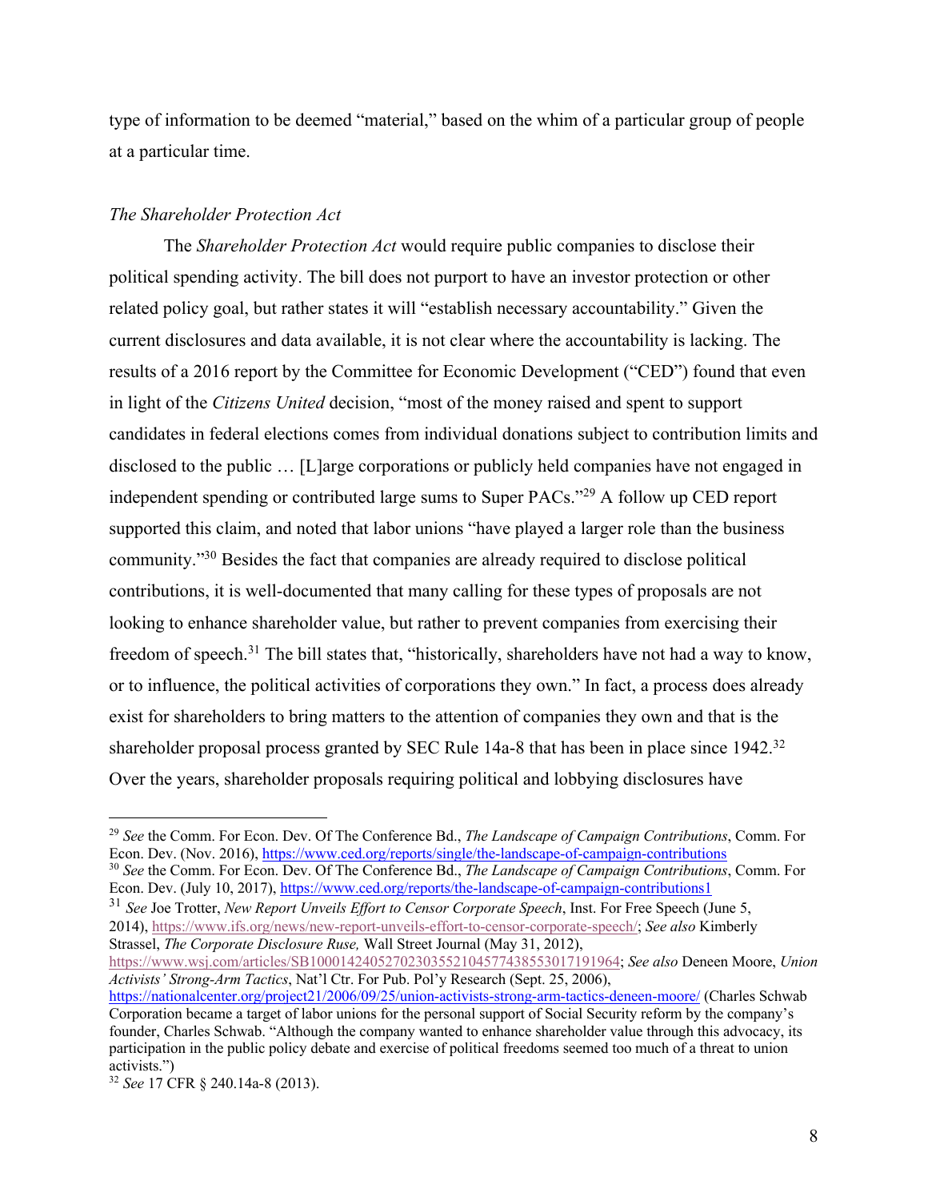type of information to be deemed "material," based on the whim of a particular group of people at a particular time.

*The Shareholder Protection Act*

The *Shareholder Protection Act* would require public companies to disclose their political spending activity. The bill does not purport to have an investor protection or other related policy goal, but rather states it will "establish necessary accountability." Given the current disclosures and data available, it is not clear where the accountability is lacking. The results of a 2016 report by the Committee for Economic Development ("CED") found that even in light of the *Citizens United* decision, "most of the money raised and spent to support candidates in federal elections comes from individual donations subject to contribution limits and disclosed to the public … [L]arge corporations or publicly held companies have not engaged in independent spending or contributed large sums to Super PACs."[29] A follow up CED report supported this claim, and noted that labor unions "have played a larger role than the business community."[30] Besides the fact that companies are already required to disclose political contributions, it is well-documented that many calling for these types of proposals are not looking to enhance shareholder value, but rather to prevent companies from exercising their freedom of speech.[31] The bill states that, "historically, shareholders have not had a way to know, or to influence, the political activities of corporations they own." In fact, a process does already exist for shareholders to bring matters to the attention of companies they own and that is the shareholder proposal process granted by SEC Rule 14a-8 that has been in place since 1942.[32] Over the years, shareholder proposals requiring political and lobbying disclosures have

---

[29] *See* the Comm. For Econ. Dev. Of The Conference Bd., *The Landscape of Campaign Contributions*, Comm. For Econ. Dev. (Nov. 2016), https://www.ced.org/reports/single/the-landscape-of-campaign-contributions

[30] *See* the Comm. For Econ. Dev. Of The Conference Bd., *The Landscape of Campaign Contributions*, Comm. For Econ. Dev. (July 10, 2017), https://www.ced.org/reports/the-landscape-of-campaign-contributions1

[31] *See* Joe Trotter, *New Report Unveils Effort to Censor Corporate Speech*, Inst. For Free Speech (June 5, 2014), https://www.ifs.org/news/new-report-unveils-effort-to-censor-corporate-speech/; *See also* Kimberly Strassel, *The Corporate Disclosure Ruse,* Wall Street Journal (May 31, 2012), https://www.wsj.com/articles/SB10001424052702303552104577438553017191964; *See also* Deneen Moore, *Union Activists' Strong-Arm Tactics*, Nat'l Ctr. For Pub. Pol'y Research (Sept. 25, 2006), https://nationalcenter.org/project21/2006/09/25/union-activists-strong-arm-tactics-deneen-moore/ (Charles Schwab Corporation became a target of labor unions for the personal support of Social Security reform by the company's founder, Charles Schwab. "Although the company wanted to enhance shareholder value through this advocacy, its participation in the public policy debate and exercise of political freedoms seemed too much of a threat to union activists.")

[32] *See* 17 CFR § 240.14a-8 (2013).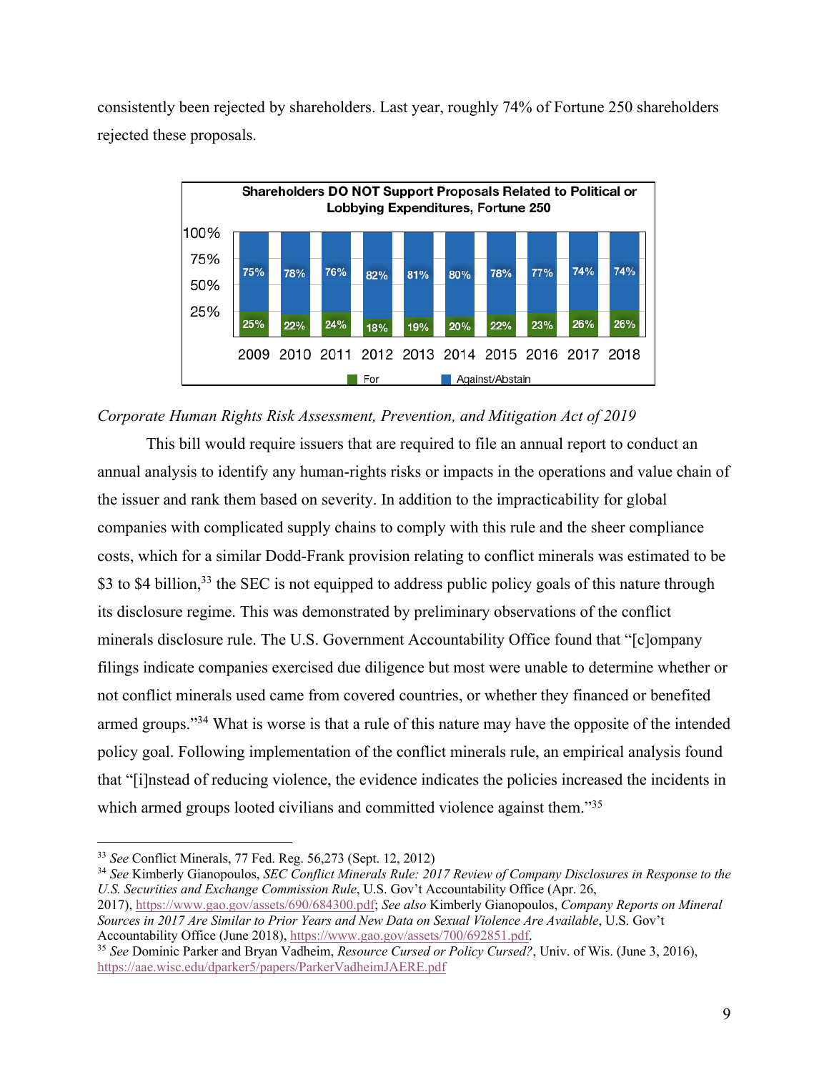consistently been rejected by shareholders. Last year, roughly 74% of Fortune 250 shareholders rejected these proposals.

**Shareholders DO NOT Support Proposals Related to Political or Lobbying Expenditures, Fortune 250**

| | 2009 | 2010 | 2011 | 2012 | 2013 | 2014 | 2015 | 2016 | 2017 | 2018 |
|---|---|---|---|---|---|---|---|---|---|---|
| Against/Abstain | 75% | 78% | 76% | 82% | 81% | 80% | 78% | 77% | 74% | 74% |
| For | 25% | 22% | 24% | 18% | 19% | 20% | 22% | 23% | 26% | 26% |

*Corporate Human Rights Risk Assessment, Prevention, and Mitigation Act of 2019*

This bill would require issuers that are required to file an annual report to conduct an annual analysis to identify any human-rights risks or impacts in the operations and value chain of the issuer and rank them based on severity. In addition to the impracticability for global companies with complicated supply chains to comply with this rule and the sheer compliance costs, which for a similar Dodd-Frank provision relating to conflict minerals was estimated to be \$3 to \$4 billion,[33] the SEC is not equipped to address public policy goals of this nature through its disclosure regime. This was demonstrated by preliminary observations of the conflict minerals disclosure rule. The U.S. Government Accountability Office found that "[c]ompany filings indicate companies exercised due diligence but most were unable to determine whether or not conflict minerals used came from covered countries, or whether they financed or benefited armed groups."[34] What is worse is that a rule of this nature may have the opposite of the intended policy goal. Following implementation of the conflict minerals rule, an empirical analysis found that "[i]nstead of reducing violence, the evidence indicates the policies increased the incidents in which armed groups looted civilians and committed violence against them."[35]

---

[33] *See* Conflict Minerals, 77 Fed. Reg. 56,273 (Sept. 12, 2012)

[34] *See* Kimberly Gianopoulos, *SEC Conflict Minerals Rule: 2017 Review of Company Disclosures in Response to the U.S. Securities and Exchange Commission Rule*, U.S. Gov't Accountability Office (Apr. 26, 2017), https://www.gao.gov/assets/690/684300.pdf; *See also* Kimberly Gianopoulos, *Company Reports on Mineral Sources in 2017 Are Similar to Prior Years and New Data on Sexual Violence Are Available*, U.S. Gov't Accountability Office (June 2018), https://www.gao.gov/assets/700/692851.pdf.

[35] *See* Dominic Parker and Bryan Vadheim, *Resource Cursed or Policy Cursed?*, Univ. of Wis. (June 3, 2016), https://aae.wisc.edu/dparker5/papers/ParkerVadheimJAERE.pdf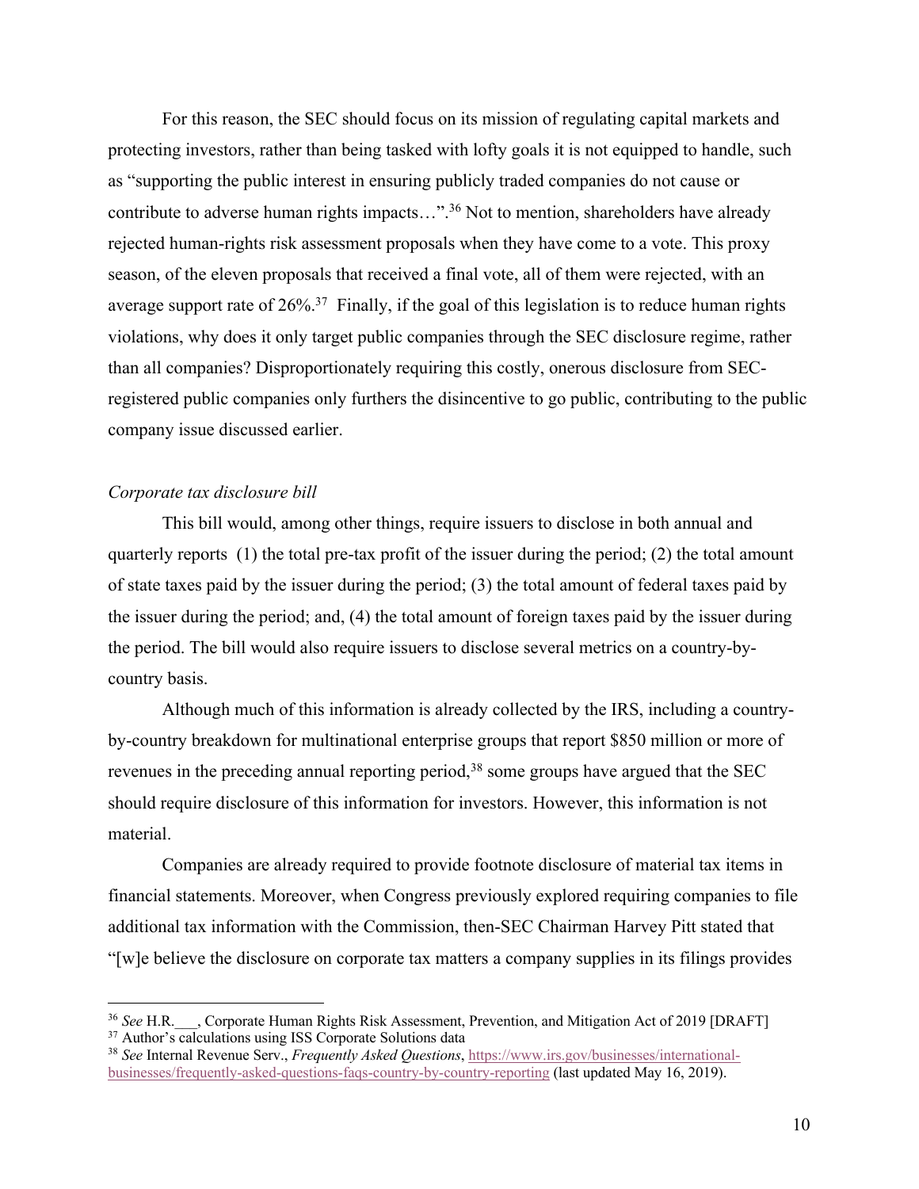For this reason, the SEC should focus on its mission of regulating capital markets and protecting investors, rather than being tasked with lofty goals it is not equipped to handle, such as "supporting the public interest in ensuring publicly traded companies do not cause or contribute to adverse human rights impacts…".[36] Not to mention, shareholders have already rejected human-rights risk assessment proposals when they have come to a vote. This proxy season, of the eleven proposals that received a final vote, all of them were rejected, with an average support rate of 26%.[37] Finally, if the goal of this legislation is to reduce human rights violations, why does it only target public companies through the SEC disclosure regime, rather than all companies? Disproportionately requiring this costly, onerous disclosure from SEC-registered public companies only furthers the disincentive to go public, contributing to the public company issue discussed earlier.

*Corporate tax disclosure bill*

This bill would, among other things, require issuers to disclose in both annual and quarterly reports (1) the total pre-tax profit of the issuer during the period; (2) the total amount of state taxes paid by the issuer during the period; (3) the total amount of federal taxes paid by the issuer during the period; and, (4) the total amount of foreign taxes paid by the issuer during the period. The bill would also require issuers to disclose several metrics on a country-by-country basis.

Although much of this information is already collected by the IRS, including a country-by-country breakdown for multinational enterprise groups that report $850 million or more of revenues in the preceding annual reporting period,[38] some groups have argued that the SEC should require disclosure of this information for investors. However, this information is not material.

Companies are already required to provide footnote disclosure of material tax items in financial statements. Moreover, when Congress previously explored requiring companies to file additional tax information with the Commission, then-SEC Chairman Harvey Pitt stated that "[w]e believe the disclosure on corporate tax matters a company supplies in its filings provides

---

[36] *See* H.R.___, Corporate Human Rights Risk Assessment, Prevention, and Mitigation Act of 2019 [DRAFT]

[37] Author's calculations using ISS Corporate Solutions data

[38] *See* Internal Revenue Serv., *Frequently Asked Questions*, https://www.irs.gov/businesses/international-businesses/frequently-asked-questions-faqs-country-by-country-reporting (last updated May 16, 2019).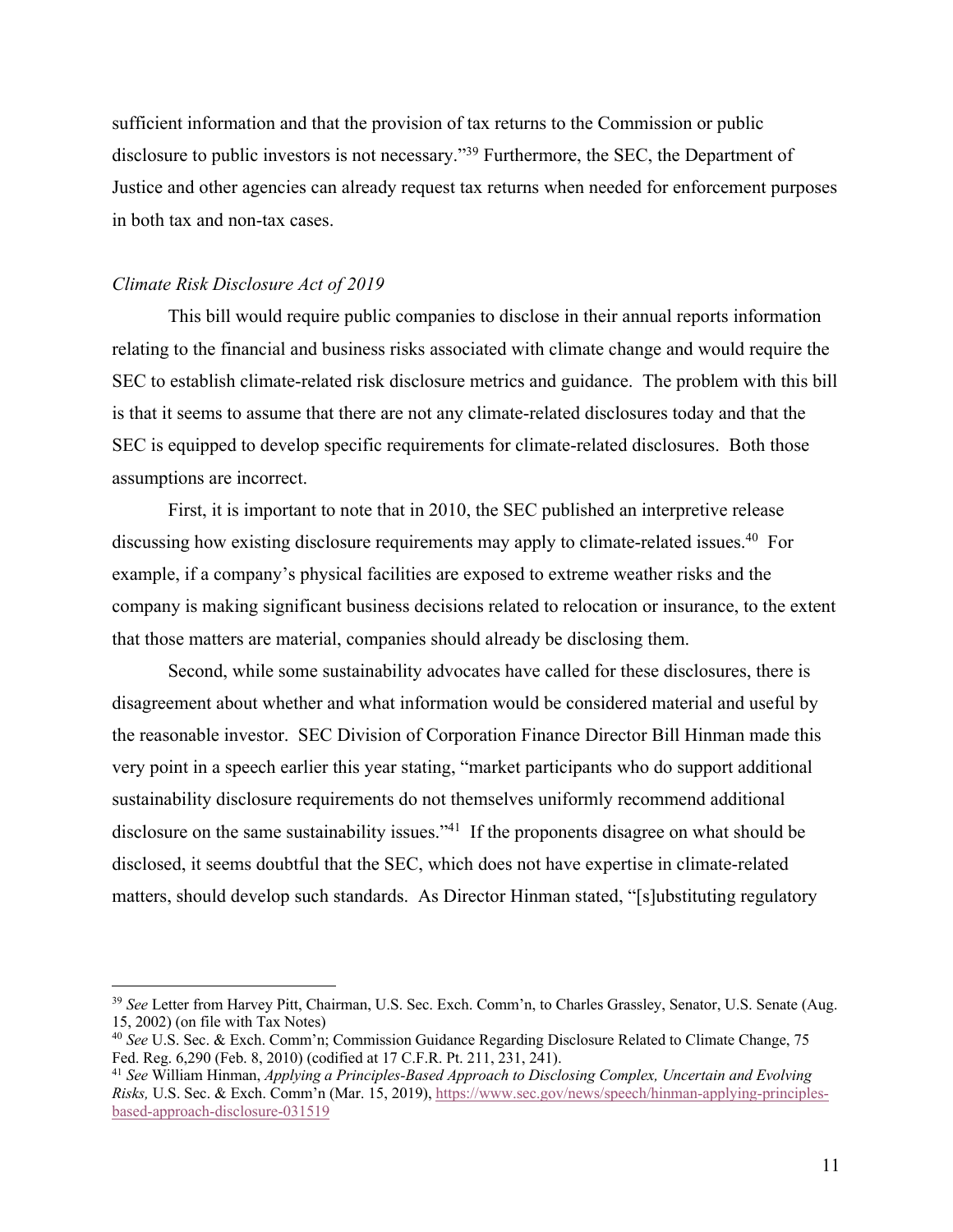sufficient information and that the provision of tax returns to the Commission or public disclosure to public investors is not necessary."[39] Furthermore, the SEC, the Department of Justice and other agencies can already request tax returns when needed for enforcement purposes in both tax and non-tax cases.

*Climate Risk Disclosure Act of 2019*

This bill would require public companies to disclose in their annual reports information relating to the financial and business risks associated with climate change and would require the SEC to establish climate-related risk disclosure metrics and guidance. The problem with this bill is that it seems to assume that there are not any climate-related disclosures today and that the SEC is equipped to develop specific requirements for climate-related disclosures. Both those assumptions are incorrect.

First, it is important to note that in 2010, the SEC published an interpretive release discussing how existing disclosure requirements may apply to climate-related issues.[40] For example, if a company's physical facilities are exposed to extreme weather risks and the company is making significant business decisions related to relocation or insurance, to the extent that those matters are material, companies should already be disclosing them.

Second, while some sustainability advocates have called for these disclosures, there is disagreement about whether and what information would be considered material and useful by the reasonable investor. SEC Division of Corporation Finance Director Bill Hinman made this very point in a speech earlier this year stating, "market participants who do support additional sustainability disclosure requirements do not themselves uniformly recommend additional disclosure on the same sustainability issues."[41] If the proponents disagree on what should be disclosed, it seems doubtful that the SEC, which does not have expertise in climate-related matters, should develop such standards. As Director Hinman stated, "[s]ubstituting regulatory

---

[39] *See* Letter from Harvey Pitt, Chairman, U.S. Sec. Exch. Comm'n, to Charles Grassley, Senator, U.S. Senate (Aug. 15, 2002) (on file with Tax Notes)

[40] *See* U.S. Sec. & Exch. Comm'n; Commission Guidance Regarding Disclosure Related to Climate Change, 75 Fed. Reg. 6,290 (Feb. 8, 2010) (codified at 17 C.F.R. Pt. 211, 231, 241).

[41] *See* William Hinman, *Applying a Principles-Based Approach to Disclosing Complex, Uncertain and Evolving Risks,* U.S. Sec. & Exch. Comm'n (Mar. 15, 2019), https://www.sec.gov/news/speech/hinman-applying-principles-based-approach-disclosure-031519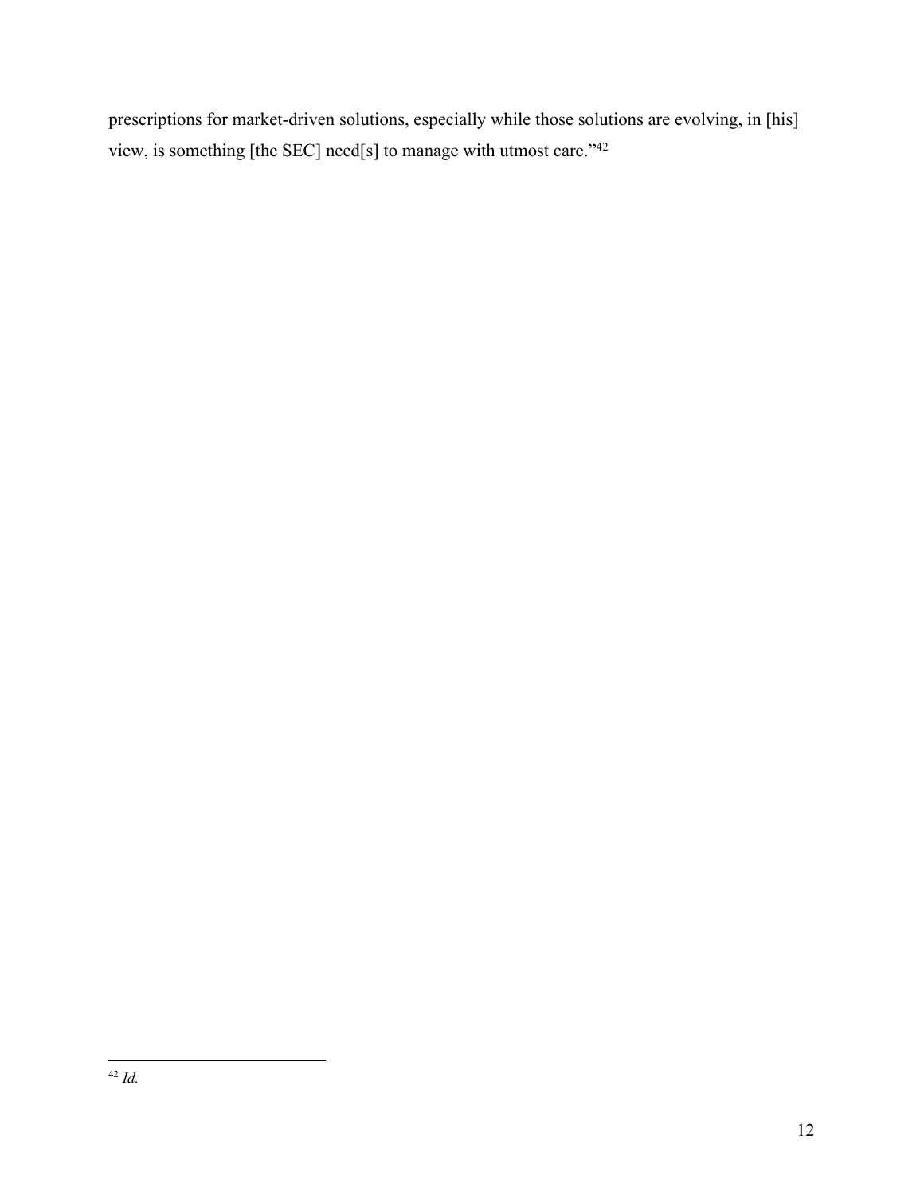prescriptions for market-driven solutions, especially while those solutions are evolving, in [his] view, is something [the SEC] need[s] to manage with utmost care."[42]

---

[42] *Id.*